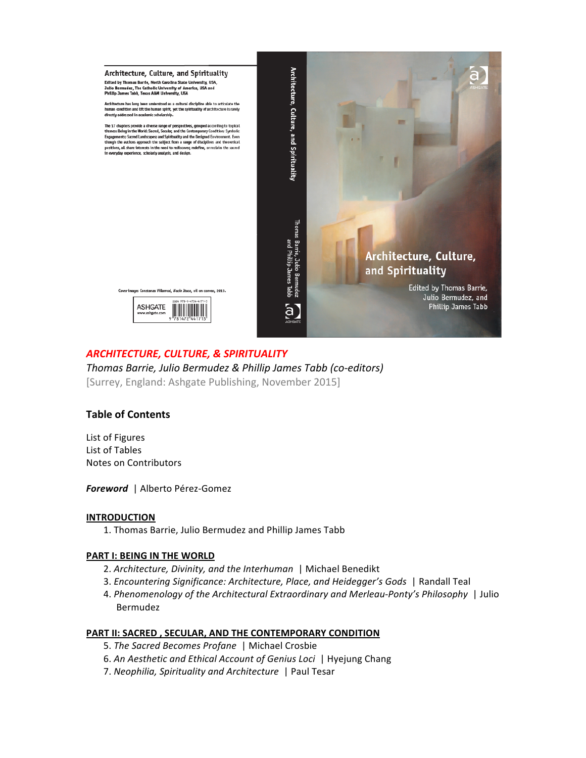Architecture, Culture, and Spirituality

Edited by Thomas Barrie, North Carolina State University, USA, Julio Bermudez, The Catholic University of America, USA and Phillip James Tabb, Texas A&M University, USA

Architecture has long been understood as a cultural discipline able to articulate the human condition and lift the human spirit, yet the spirituality of architecture is rarely directly addressed in academic scholarship.

The 17 chapters provide a diverse range of perspectives, grouped according to topical themes: Being in the World; Sacred, Secular, and the Contemporary Condition; Symbolic Engagements; Sacred Landscapes; and Spirituality and the Designed Environment. Even though the authors approach the subject from a range of disciplines and theoretical positions, all share interests in the need to rediscover, redefine, or reclaim the sacred in everyday experience, scholarly analysis, and design.

Cover image: Constanza Villarreal, *Hacia Itaca*, oil on canvas, 2013.

ASHGATE
www.ashgate.com

ISBN 978-1-4724-4171-3

Architecture, Culture, and Spirituality

Thomas Barrie, Julio Bermudez and Phillip James Tabb

ASHGATE

Architecture, Culture, and Spirituality

Edited by Thomas Barrie, Julio Bermudez, and Phillip James Tabb

## *ARCHITECTURE, CULTURE, & SPIRITUALITY*

*Thomas Barrie, Julio Bermudez & Phillip James Tabb (co-editors)*
[Surrey, England: Ashgate Publishing, November 2015]

### Table of Contents

List of Figures
List of Tables
Notes on Contributors

***Foreword*** | Alberto Pérez-Gomez

**INTRODUCTION**

1. Thomas Barrie, Julio Bermudez and Phillip James Tabb

**PART I: BEING IN THE WORLD**

2. *Architecture, Divinity, and the Interhuman* | Michael Benedikt
3. *Encountering Significance: Architecture, Place, and Heidegger's Gods* | Randall Teal
4. *Phenomenology of the Architectural Extraordinary and Merleau-Ponty's Philosophy* | Julio Bermudez

**PART II: SACRED , SECULAR, AND THE CONTEMPORARY CONDITION**

5. *The Sacred Becomes Profane* | Michael Crosbie
6. *An Aesthetic and Ethical Account of Genius Loci* | Hyejung Chang
7. *Neophilia, Spirituality and Architecture* | Paul Tesar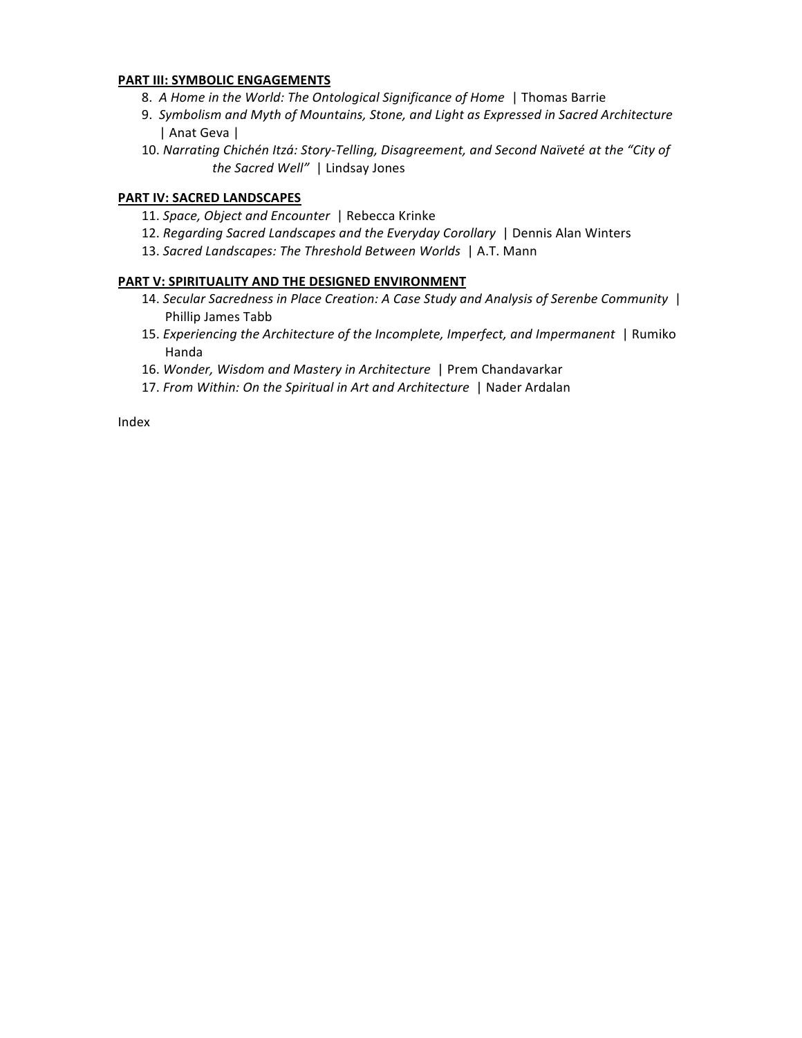**PART III: SYMBOLIC ENGAGEMENTS**

8. *A Home in the World: The Ontological Significance of Home* | Thomas Barrie
9. *Symbolism and Myth of Mountains, Stone, and Light as Expressed in Sacred Architecture* | Anat Geva |
10. *Narrating Chichén Itzá: Story-Telling, Disagreement, and Second Naïveté at the "City of the Sacred Well"* | Lindsay Jones

**PART IV: SACRED LANDSCAPES**

11. *Space, Object and Encounter* | Rebecca Krinke
12. *Regarding Sacred Landscapes and the Everyday Corollary* | Dennis Alan Winters
13. *Sacred Landscapes: The Threshold Between Worlds* | A.T. Mann

**PART V: SPIRITUALITY AND THE DESIGNED ENVIRONMENT**

14. *Secular Sacredness in Place Creation: A Case Study and Analysis of Serenbe Community* | Phillip James Tabb
15. *Experiencing the Architecture of the Incomplete, Imperfect, and Impermanent* | Rumiko Handa
16. *Wonder, Wisdom and Mastery in Architecture* | Prem Chandavarkar
17. *From Within: On the Spiritual in Art and Architecture* | Nader Ardalan

Index